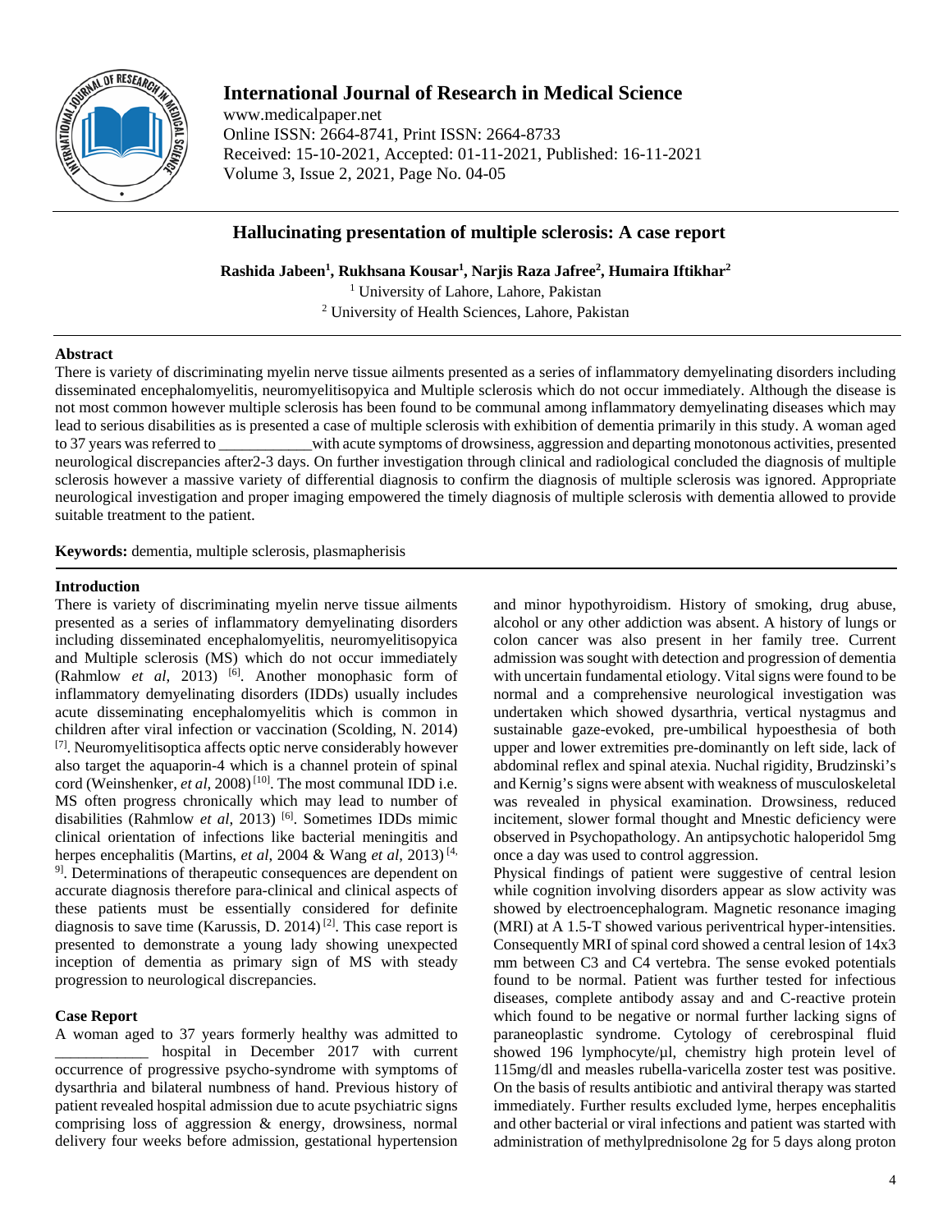# Hallucinating presentation of multiple sclerosis: A case report

**Rashida Jabeen[1], Rukhsana Kousar[1], Narjis Raza Jafree[2], Humaira Iftikhar[2]**

[1] University of Lahore, Lahore, Pakistan
[2] University of Health Sciences, Lahore, Pakistan

## Abstract

There is variety of discriminating myelin nerve tissue ailments presented as a series of inflammatory demyelinating disorders including disseminated encephalomyelitis, neuromyelitisopyica and Multiple sclerosis which do not occur immediately. Although the disease is not most common however multiple sclerosis has been found to be communal among inflammatory demyelinating diseases which may lead to serious disabilities as is presented a case of multiple sclerosis with exhibition of dementia primarily in this study. A woman aged to 37 years was referred to ____________with acute symptoms of drowsiness, aggression and departing monotonous activities, presented neurological discrepancies after2-3 days. On further investigation through clinical and radiological concluded the diagnosis of multiple sclerosis however a massive variety of differential diagnosis to confirm the diagnosis of multiple sclerosis was ignored. Appropriate neurological investigation and proper imaging empowered the timely diagnosis of multiple sclerosis with dementia allowed to provide suitable treatment to the patient.

**Keywords:** dementia, multiple sclerosis, plasmapherisis

## Introduction

There is variety of discriminating myelin nerve tissue ailments presented as a series of inflammatory demyelinating disorders including disseminated encephalomyelitis, neuromyelitisopyica and Multiple sclerosis (MS) which do not occur immediately (Rahmlow *et al*, 2013) [6]. Another monophasic form of inflammatory demyelinating disorders (IDDs) usually includes acute disseminating encephalomyelitis which is common in children after viral infection or vaccination (Scolding, N. 2014) [7]. Neuromyelitisoptica affects optic nerve considerably however also target the aquaporin-4 which is a channel protein of spinal cord (Weinshenker, *et al*, 2008) [10]. The most communal IDD i.e. MS often progress chronically which may lead to number of disabilities (Rahmlow *et al*, 2013) [6]. Sometimes IDDs mimic clinical orientation of infections like bacterial meningitis and herpes encephalitis (Martins, *et al*, 2004 & Wang *et al*, 2013) [4, 9]. Determinations of therapeutic consequences are dependent on accurate diagnosis therefore para-clinical and clinical aspects of these patients must be essentially considered for definite diagnosis to save time (Karussis, D. 2014) [2]. This case report is presented to demonstrate a young lady showing unexpected inception of dementia as primary sign of MS with steady progression to neurological discrepancies.

## Case Report

A woman aged to 37 years formerly healthy was admitted to ____________ hospital in December 2017 with current occurrence of progressive psycho-syndrome with symptoms of dysarthria and bilateral numbness of hand. Previous history of patient revealed hospital admission due to acute psychiatric signs comprising loss of aggression & energy, drowsiness, normal delivery four weeks before admission, gestational hypertension and minor hypothyroidism. History of smoking, drug abuse, alcohol or any other addiction was absent. A history of lungs or colon cancer was also present in her family tree. Current admission was sought with detection and progression of dementia with uncertain fundamental etiology. Vital signs were found to be normal and a comprehensive neurological investigation was undertaken which showed dysarthria, vertical nystagmus and sustainable gaze-evoked, pre-umbilical hypoesthesia of both upper and lower extremities pre-dominantly on left side, lack of abdominal reflex and spinal atexia. Nuchal rigidity, Brudzinski's and Kernig's signs were absent with weakness of musculoskeletal was revealed in physical examination. Drowsiness, reduced incitement, slower formal thought and Mnestic deficiency were observed in Psychopathology. An antipsychotic haloperidol 5mg once a day was used to control aggression.

Physical findings of patient were suggestive of central lesion while cognition involving disorders appear as slow activity was showed by electroencephalogram. Magnetic resonance imaging (MRI) at A 1.5-T showed various periventrical hyper-intensities. Consequently MRI of spinal cord showed a central lesion of 14x3 mm between C3 and C4 vertebra. The sense evoked potentials found to be normal. Patient was further tested for infectious diseases, complete antibody assay and and C-reactive protein which found to be negative or normal further lacking signs of paraneoplastic syndrome. Cytology of cerebrospinal fluid showed 196 lymphocyte/µl, chemistry high protein level of 115mg/dl and measles rubella-varicella zoster test was positive. On the basis of results antibiotic and antiviral therapy was started immediately. Further results excluded lyme, herpes encephalitis and other bacterial or viral infections and patient was started with administration of methylprednisolone 2g for 5 days along proton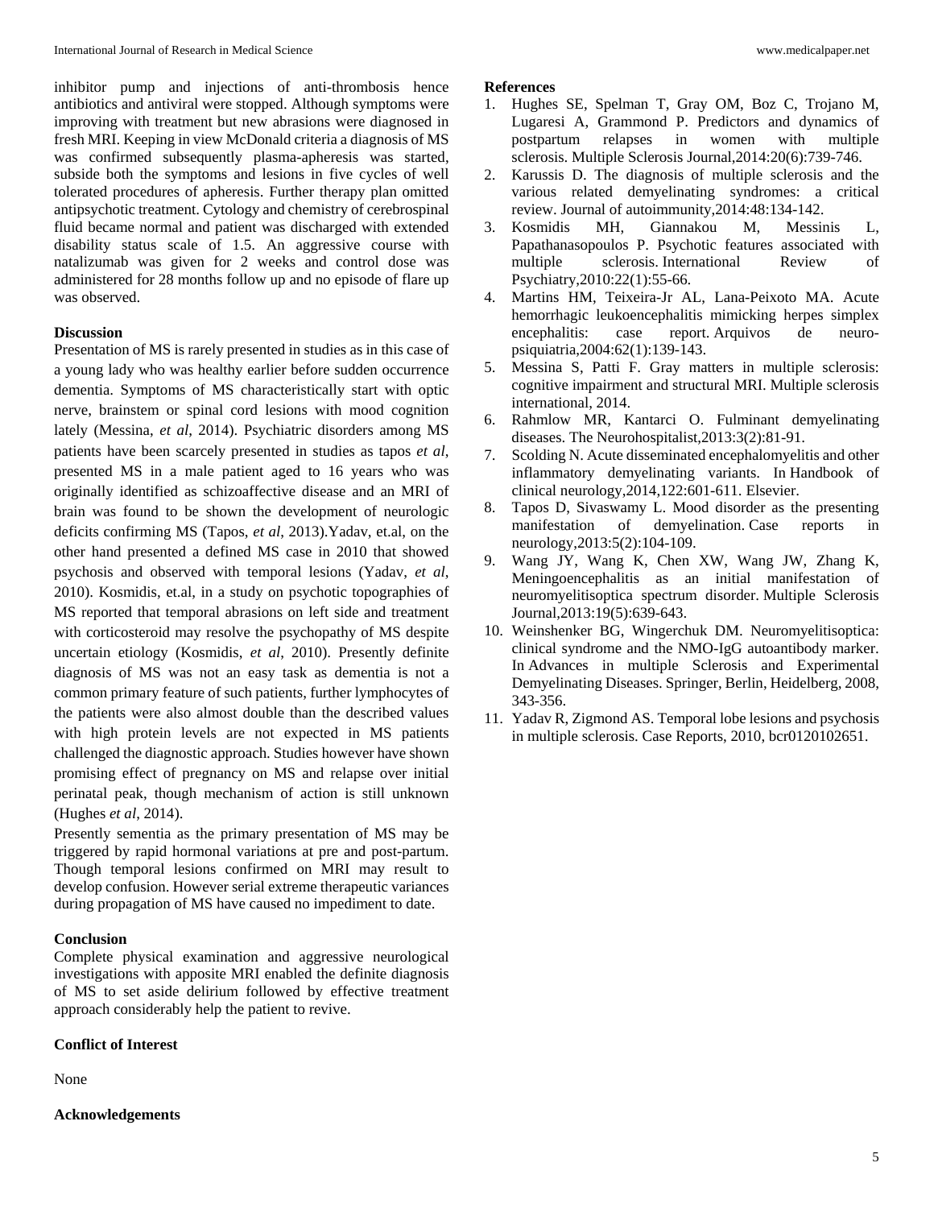inhibitor pump and injections of anti-thrombosis hence antibiotics and antiviral were stopped. Although symptoms were improving with treatment but new abrasions were diagnosed in fresh MRI. Keeping in view McDonald criteria a diagnosis of MS was confirmed subsequently plasma-apheresis was started, subside both the symptoms and lesions in five cycles of well tolerated procedures of apheresis. Further therapy plan omitted antipsychotic treatment. Cytology and chemistry of cerebrospinal fluid became normal and patient was discharged with extended disability status scale of 1.5. An aggressive course with natalizumab was given for 2 weeks and control dose was administered for 28 months follow up and no episode of flare up was observed.

## Discussion

Presentation of MS is rarely presented in studies as in this case of a young lady who was healthy earlier before sudden occurrence dementia. Symptoms of MS characteristically start with optic nerve, brainstem or spinal cord lesions with mood cognition lately (Messina, *et al*, 2014). Psychiatric disorders among MS patients have been scarcely presented in studies as tapos *et al*, presented MS in a male patient aged to 16 years who was originally identified as schizoaffective disease and an MRI of brain was found to be shown the development of neurologic deficits confirming MS (Tapos, *et al*, 2013).Yadav, et.al, on the other hand presented a defined MS case in 2010 that showed psychosis and observed with temporal lesions (Yadav, *et al*, 2010). Kosmidis, et.al, in a study on psychotic topographies of MS reported that temporal abrasions on left side and treatment with corticosteroid may resolve the psychopathy of MS despite uncertain etiology (Kosmidis, *et al*, 2010). Presently definite diagnosis of MS was not an easy task as dementia is not a common primary feature of such patients, further lymphocytes of the patients were also almost double than the described values with high protein levels are not expected in MS patients challenged the diagnostic approach. Studies however have shown promising effect of pregnancy on MS and relapse over initial perinatal peak, though mechanism of action is still unknown (Hughes *et al*, 2014).

Presently sementia as the primary presentation of MS may be triggered by rapid hormonal variations at pre and post-partum. Though temporal lesions confirmed on MRI may result to develop confusion. However serial extreme therapeutic variances during propagation of MS have caused no impediment to date.

## Conclusion

Complete physical examination and aggressive neurological investigations with apposite MRI enabled the definite diagnosis of MS to set aside delirium followed by effective treatment approach considerably help the patient to revive.

## Conflict of Interest

None

## Acknowledgements

## References

1. Hughes SE, Spelman T, Gray OM, Boz C, Trojano M, Lugaresi A, Grammond P. Predictors and dynamics of postpartum relapses in women with multiple sclerosis. Multiple Sclerosis Journal,2014:20(6):739-746.
2. Karussis D. The diagnosis of multiple sclerosis and the various related demyelinating syndromes: a critical review. Journal of autoimmunity,2014:48:134-142.
3. Kosmidis MH, Giannakou M, Messinis L, Papathanasopoulos P. Psychotic features associated with multiple sclerosis. International Review of Psychiatry,2010:22(1):55-66.
4. Martins HM, Teixeira-Jr AL, Lana-Peixoto MA. Acute hemorrhagic leukoencephalitis mimicking herpes simplex encephalitis: case report. Arquivos de neuro-psiquiatria,2004:62(1):139-143.
5. Messina S, Patti F. Gray matters in multiple sclerosis: cognitive impairment and structural MRI. Multiple sclerosis international, 2014.
6. Rahmlow MR, Kantarci O. Fulminant demyelinating diseases. The Neurohospitalist,2013:3(2):81-91.
7. Scolding N. Acute disseminated encephalomyelitis and other inflammatory demyelinating variants. In Handbook of clinical neurology,2014,122:601-611. Elsevier.
8. Tapos D, Sivaswamy L. Mood disorder as the presenting manifestation of demyelination. Case reports in neurology,2013:5(2):104-109.
9. Wang JY, Wang K, Chen XW, Wang JW, Zhang K, Meningoencephalitis as an initial manifestation of neuromyelitisoptica spectrum disorder. Multiple Sclerosis Journal,2013:19(5):639-643.
10. Weinshenker BG, Wingerchuk DM. Neuromyelitisoptica: clinical syndrome and the NMO-IgG autoantibody marker. In Advances in multiple Sclerosis and Experimental Demyelinating Diseases. Springer, Berlin, Heidelberg, 2008, 343-356.
11. Yadav R, Zigmond AS. Temporal lobe lesions and psychosis in multiple sclerosis. Case Reports, 2010, bcr0120102651.